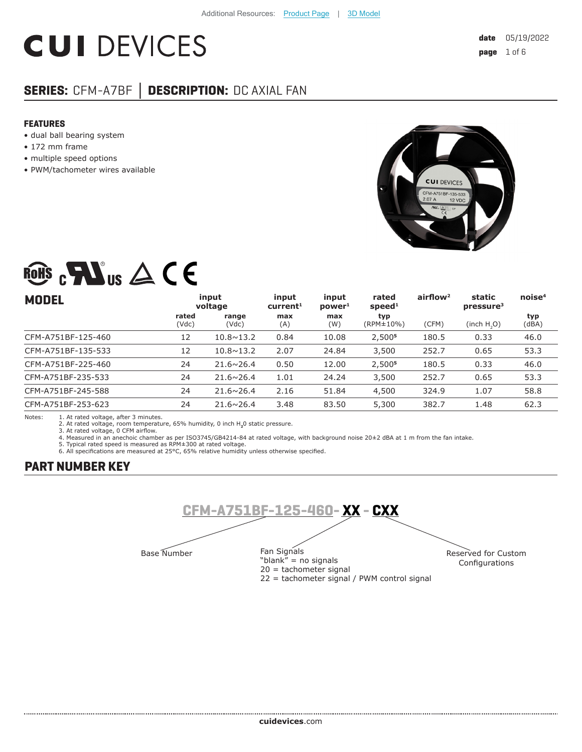Additional Resources: Product Page | 3D Model

# CUI DEVICES

**date** 05/19/2022

## SERIES: CFM-A7BF | DESCRIPTION: DC AXIAL FAN

### FEATURES

- dual ball bearing system
- 172 mm frame
- multiple speed options
- PWM/tachometer wires available

## MODEL

| MODEL | input voltage | | input current[1] | input power[1] | rated speed[1] | airflow[2] | static pressure[3] | noise[4] |
|---|---|---|---|---|---|---|---|---|
| | rated (Vdc) | range (Vdc) | max (A) | max (W) | typ (RPM±10%) | (CFM) | (inch $H_2O$) | typ (dBA) |
| CFM-A751BF-125-460 | 12 | 10.8~13.2 | 0.84 | 10.08 | 2,500[5] | 180.5 | 0.33 | 46.0 |
| CFM-A751BF-135-533 | 12 | 10.8~13.2 | 2.07 | 24.84 | 3,500 | 252.7 | 0.65 | 53.3 |
| CFM-A751BF-225-460 | 24 | 21.6~26.4 | 0.50 | 12.00 | 2,500[5] | 180.5 | 0.33 | 46.0 |
| CFM-A751BF-235-533 | 24 | 21.6~26.4 | 1.01 | 24.24 | 3,500 | 252.7 | 0.65 | 53.3 |
| CFM-A751BF-245-588 | 24 | 21.6~26.4 | 2.16 | 51.84 | 4,500 | 324.9 | 1.07 | 58.8 |
| CFM-A751BF-253-623 | 24 | 21.6~26.4 | 3.48 | 83.50 | 5,300 | 382.7 | 1.48 | 62.3 |

Notes:
1. At rated voltage, after 3 minutes.
2. At rated voltage, room temperature, 65% humidity, 0 inch $H_2O$ static pressure.
3. At rated voltage, 0 CFM airflow.
4. Measured in an anechoic chamber as per ISO3745/GB4214-84 at rated voltage, with background noise 20±2 dBA at 1 m from the fan intake.
5. Typical rated speed is measured as RPM±300 at rated voltage.
6. All specifications are measured at 25°C, 65% relative humidity unless otherwise specified.

## PART NUMBER KEY

**CFM-A751BF-125-460- XX - CXX**

- Base Number: CFM-A751BF-125-460
- Fan Signals (XX):
  - "blank" = no signals
  - 20 = tachometer signal
  - 22 = tachometer signal / PWM control signal
- Reserved for Custom Configurations (CXX)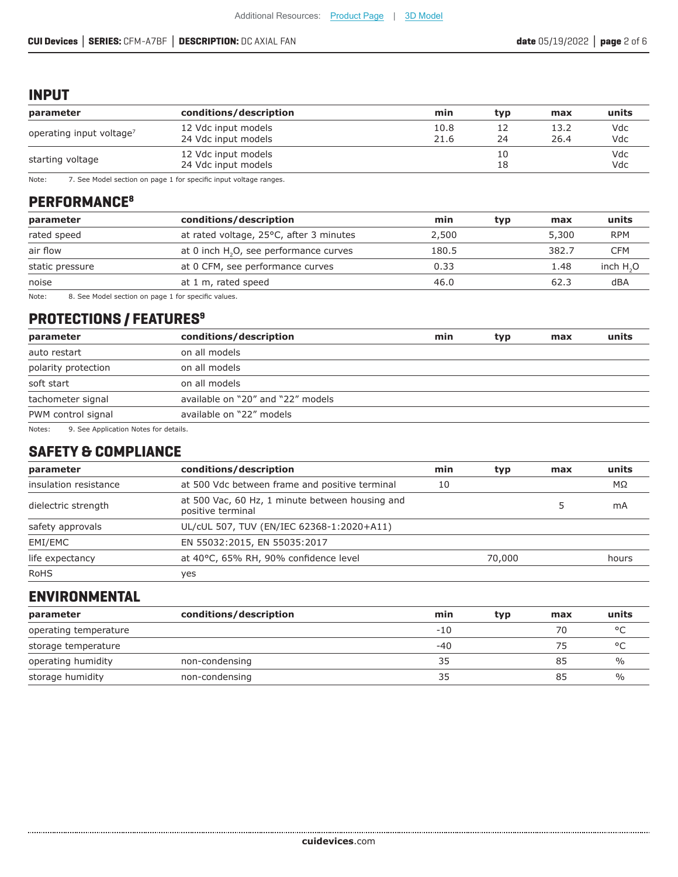## INPUT

| parameter | conditions/description | min | typ | max | units |
|---|---|---|---|---|---|
| operating input voltage[7] | 12 Vdc input models<br>24 Vdc input models | 10.8<br>21.6 | 12<br>24 | 13.2<br>26.4 | Vdc<br>Vdc |
| starting voltage | 12 Vdc input models<br>24 Vdc input models | | 10<br>18 | | Vdc<br>Vdc |

Note: 7. See Model section on page 1 for specific input voltage ranges.

## PERFORMANCE[8]

| parameter | conditions/description | min | typ | max | units |
|---|---|---|---|---|---|
| rated speed | at rated voltage, 25°C, after 3 minutes | 2,500 | | 5,300 | RPM |
| air flow | at 0 inch $H_2O$, see performance curves | 180.5 | | 382.7 | CFM |
| static pressure | at 0 CFM, see performance curves | 0.33 | | 1.48 | inch $H_2O$ |
| noise | at 1 m, rated speed | 46.0 | | 62.3 | dBA |

Note: 8. See Model section on page 1 for specific values.

## PROTECTIONS / FEATURES[9]

| parameter | conditions/description | min | typ | max | units |
|---|---|---|---|---|---|
| auto restart | on all models | | | | |
| polarity protection | on all models | | | | |
| soft start | on all models | | | | |
| tachometer signal | available on “20” and “22” models | | | | |
| PWM control signal | available on “22” models | | | | |

Notes: 9. See Application Notes for details.

## SAFETY & COMPLIANCE

| parameter | conditions/description | min | typ | max | units |
|---|---|---|---|---|---|
| insulation resistance | at 500 Vdc between frame and positive terminal | 10 | | | MΩ |
| dielectric strength | at 500 Vac, 60 Hz, 1 minute between housing and positive terminal | | | 5 | mA |
| safety approvals | UL/cUL 507, TUV (EN/IEC 62368-1:2020+A11) | | | | |
| EMI/EMC | EN 55032:2015, EN 55035:2017 | | | | |
| life expectancy | at 40°C, 65% RH, 90% confidence level | | 70,000 | | hours |
| RoHS | yes | | | | |

## ENVIRONMENTAL

| parameter | conditions/description | min | typ | max | units |
|---|---|---|---|---|---|
| operating temperature | | -10 | | 70 | °C |
| storage temperature | | -40 | | 75 | °C |
| operating humidity | non-condensing | 35 | | 85 | % |
| storage humidity | non-condensing | 35 | | 85 | % |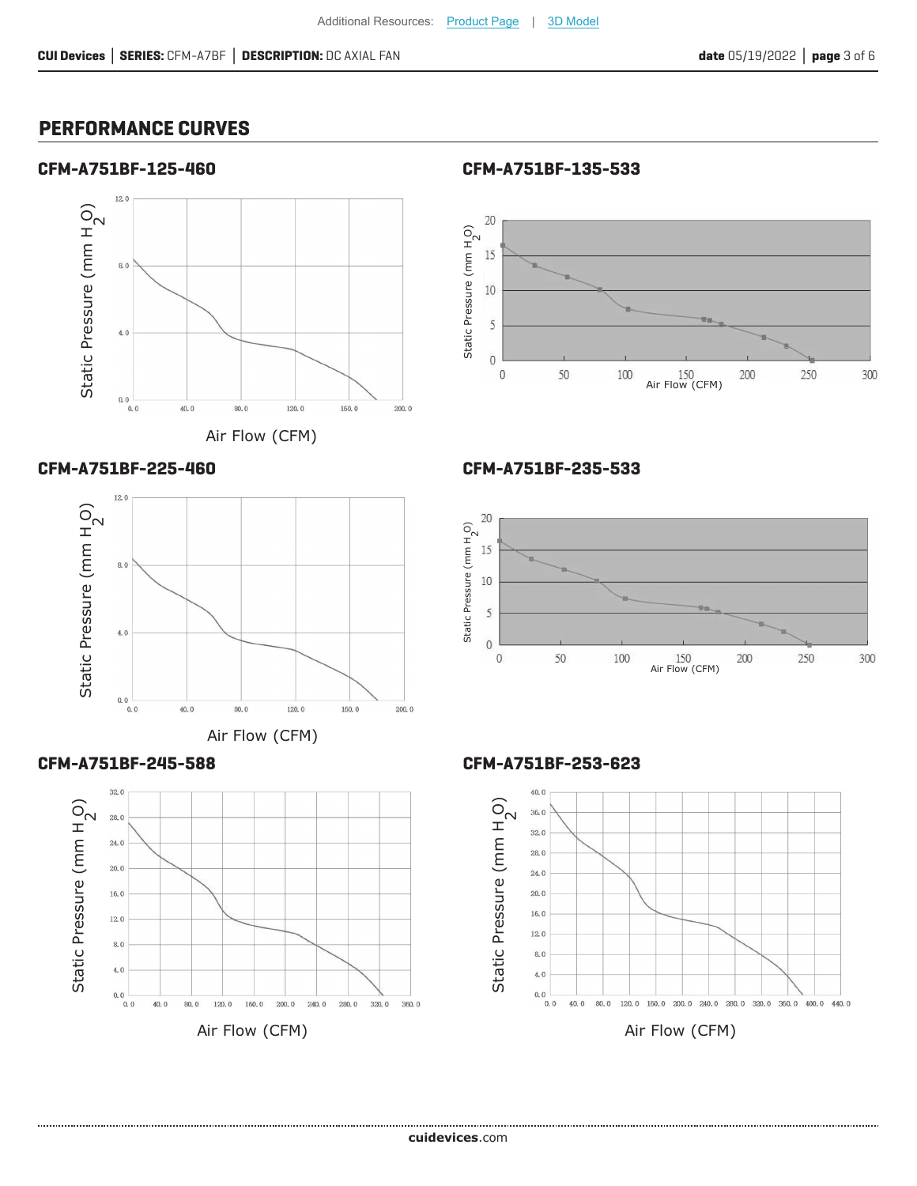## PERFORMANCE CURVES

### CFM-A751BF-125-460

Static Pressure (mm $H_2O$)

Air Flow (CFM)

### CFM-A751BF-135-533

Static Pressure (mm $H_2O$)

Air Flow (CFM)

### CFM-A751BF-225-460

Static Pressure (mm $H_2O$)

Air Flow (CFM)

### CFM-A751BF-235-533

Static Pressure (mm $H_2O$)

Air Flow (CFM)

### CFM-A751BF-245-588

Static Pressure (mm $H_2O$)

Air Flow (CFM)

### CFM-A751BF-253-623

Static Pressure (mm $H_2O$)

Air Flow (CFM)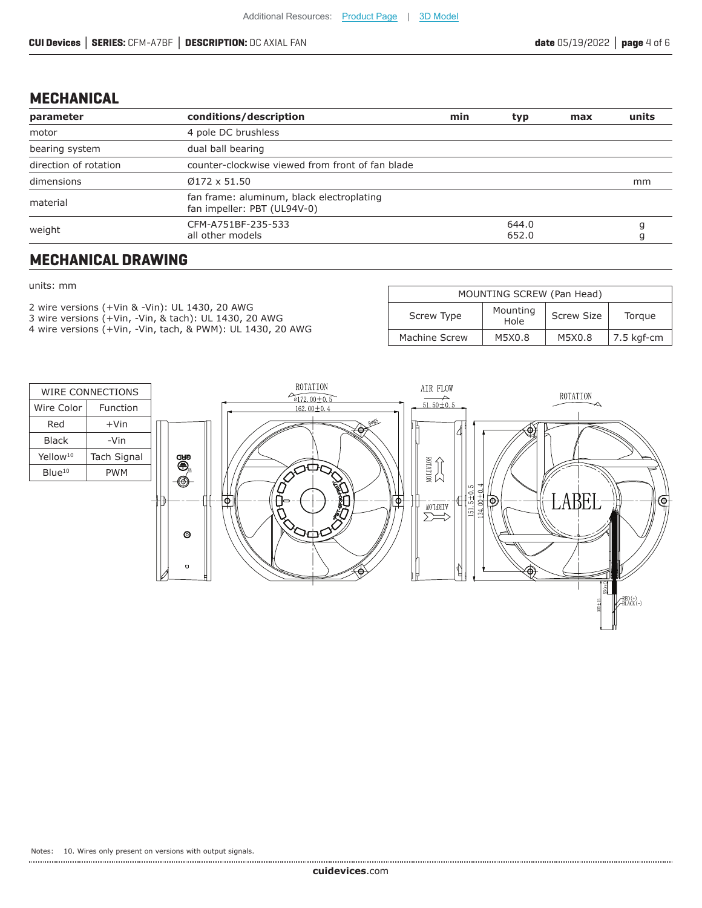## MECHANICAL

| parameter | conditions/description | min | typ | max | units |
|---|---|---|---|---|---|
| motor | 4 pole DC brushless | | | | |
| bearing system | dual ball bearing | | | | |
| direction of rotation | counter-clockwise viewed from front of fan blade | | | | |
| dimensions | Ø172 x 51.50 | | | | mm |
| material | fan frame: aluminum, black electroplating<br>fan impeller: PBT (UL94V-0) | | | | |
| weight | CFM-A751BF-235-533<br>all other models | | 644.0<br>652.0 | | g<br>g |

## MECHANICAL DRAWING

units: mm

2 wire versions (+Vin & -Vin): UL 1430, 20 AWG
3 wire versions (+Vin, -Vin, & tach): UL 1430, 20 AWG
4 wire versions (+Vin, -Vin, tach, & PWM): UL 1430, 20 AWG

| MOUNTING SCREW (Pan Head) | | | |
|---|---|---|---|
| Screw Type | Mounting Hole | Screw Size | Torque |
| Machine Screw | M5X0.8 | M5X0.8 | 7.5 kgf-cm |

| WIRE CONNECTIONS | |
|---|---|
| Wire Color | Function |
| Red | +Vin |
| Black | -Vin |
| Yellow[10] | Tach Signal |
| Blue[10] | PWM |

ROTATION
Ø172.00±0.5
162.00±0.4
8-M5
AIR FLOW
51.50±0.5
ROTATION
AIRFLOW
151.5±0.5
134.00±0.4
ROTATION
LABEL
RED(+)
BLACK(-)

Notes: 10. Wires only present on versions with output signals.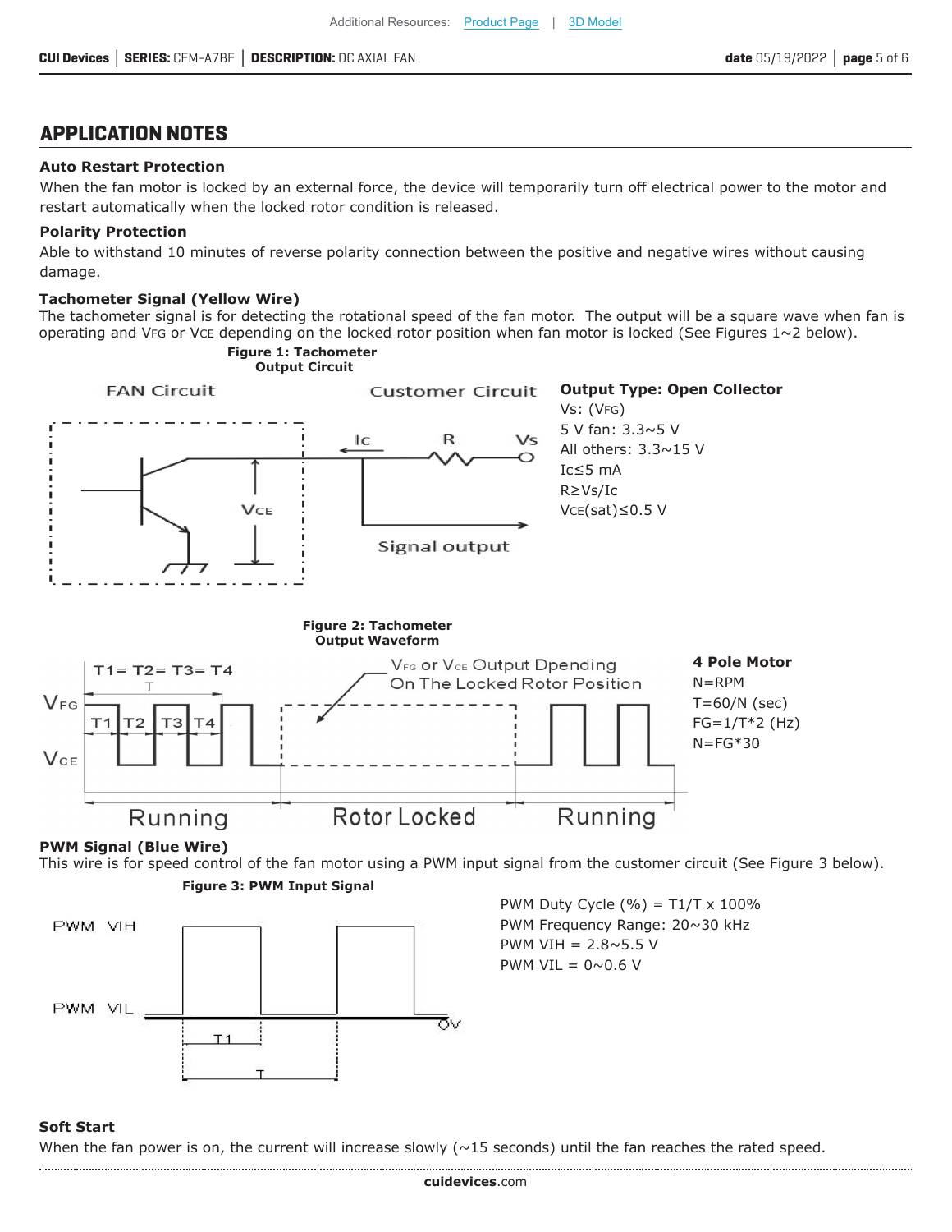## APPLICATION NOTES

**Auto Restart Protection**

When the fan motor is locked by an external force, the device will temporarily turn off electrical power to the motor and restart automatically when the locked rotor condition is released.

**Polarity Protection**

Able to withstand 10 minutes of reverse polarity connection between the positive and negative wires without causing damage.

**Tachometer Signal (Yellow Wire)**

The tachometer signal is for detecting the rotational speed of the fan motor. The output will be a square wave when fan is operating and $V_{FG}$ or $V_{CE}$ depending on the locked rotor position when fan motor is locked (See Figures 1~2 below).

**Figure 1: Tachometer Output Circuit**

FAN Circuit

Customer Circuit

Ic

R

Vs

$V_{CE}$

Signal output

**Output Type: Open Collector**

Vs: ($V_{FG}$)

5 V fan: 3.3~5 V

All others: 3.3~15 V

Ic≤5 mA

R≥Vs/Ic

$V_{CE}$(sat)≤0.5 V

**Figure 2: Tachometer Output Waveform**

T1= T2= T3= T4

T

$V_{FG}$

$V_{CE}$

T1 T2 T3 T4

$V_{FG}$ or $V_{CE}$ Output Dpending On The Locked Rotor Position

Running

Rotor Locked

Running

**4 Pole Motor**

N=RPM

T=60/N (sec)

FG=1/T*2 (Hz)

N=FG*30

**PWM Signal (Blue Wire)**

This wire is for speed control of the fan motor using a PWM input signal from the customer circuit (See Figure 3 below).

**Figure 3: PWM Input Signal**

PWM VIH

PWM VIL

0V

T1

T

PWM Duty Cycle (%) = T1/T x 100%

PWM Frequency Range: 20~30 kHz

PWM VIH = 2.8~5.5 V

PWM VIL = 0~0.6 V

**Soft Start**

When the fan power is on, the current will increase slowly (~15 seconds) until the fan reaches the rated speed.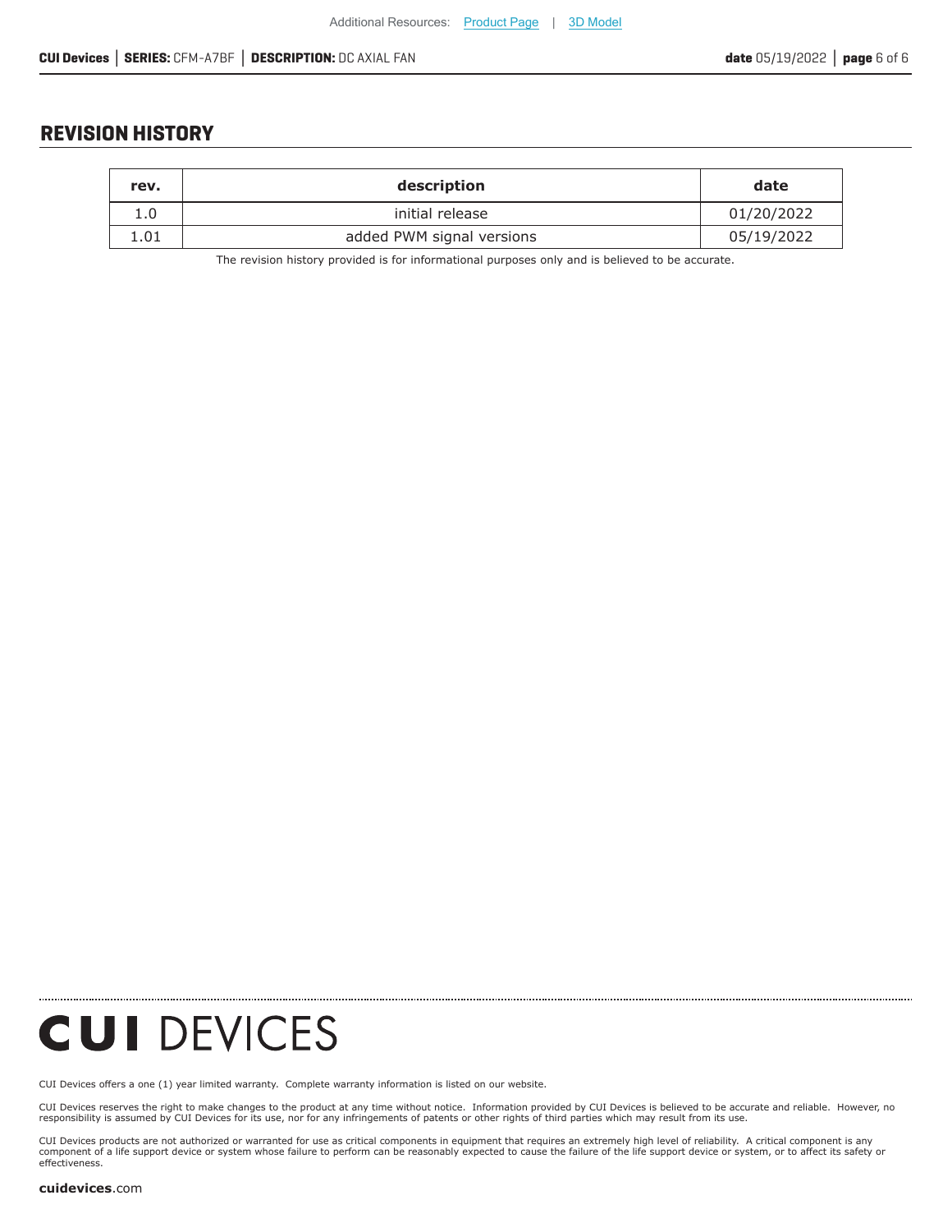## REVISION HISTORY

| rev. | description | date |
| --- | --- | --- |
| 1.0 | initial release | 01/20/2022 |
| 1.01 | added PWM signal versions | 05/19/2022 |

The revision history provided is for informational purposes only and is believed to be accurate.

**CUI** DEVICES

CUI Devices offers a one (1) year limited warranty. Complete warranty information is listed on our website.

CUI Devices reserves the right to make changes to the product at any time without notice. Information provided by CUI Devices is believed to be accurate and reliable. However, no responsibility is assumed by CUI Devices for its use, nor for any infringements of patents or other rights of third parties which may result from its use.

CUI Devices products are not authorized or warranted for use as critical components in equipment that requires an extremely high level of reliability. A critical component is any component of a life support device or system whose failure to perform can be reasonably expected to cause the failure of the life support device or system, or to affect its safety or effectiveness.

**cuidevices**.com